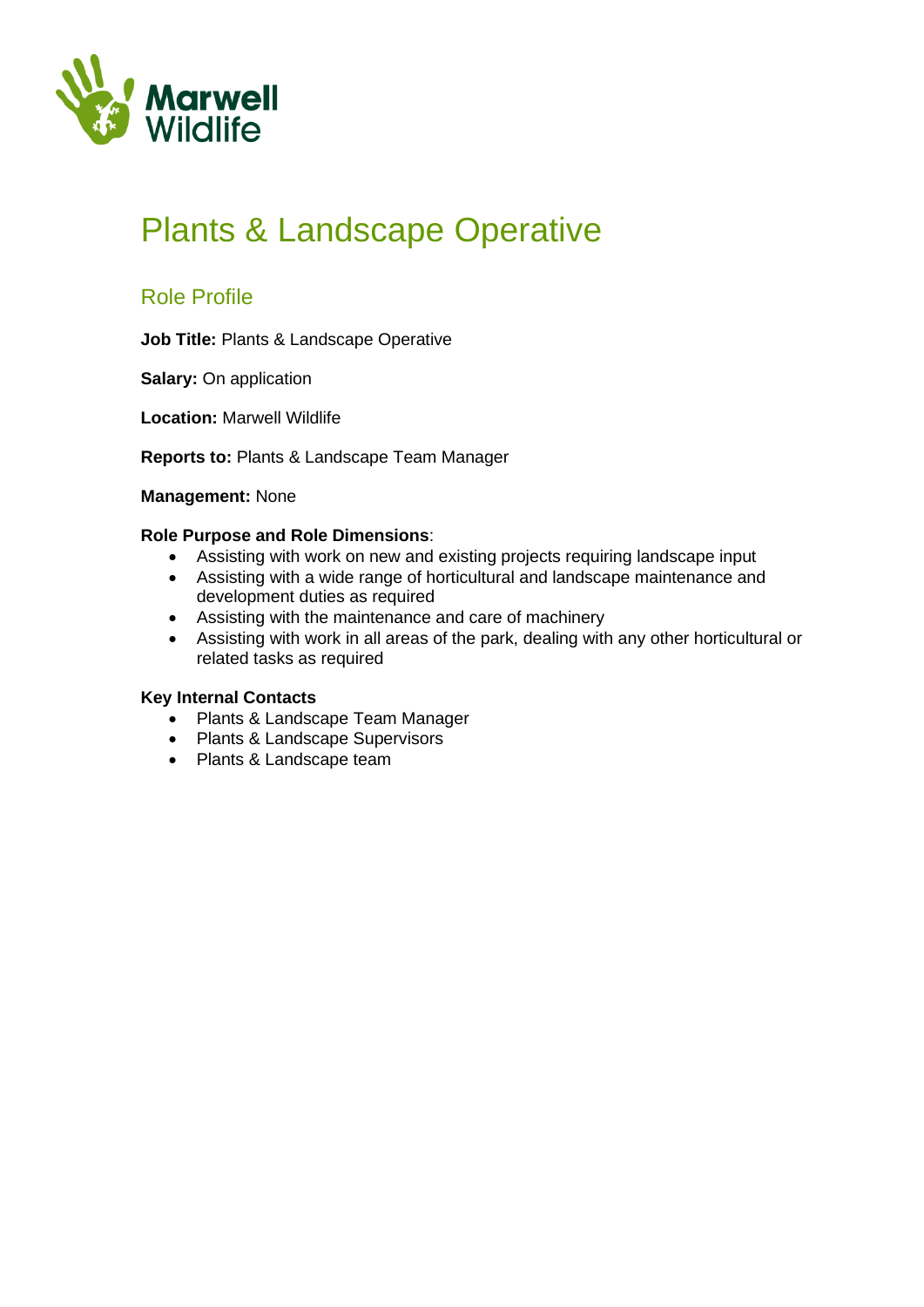# Plants & Landscape Operative

## Role Profile

**Job Title:** Plants & Landscape Operative

**Salary:** On application

**Location:** Marwell Wildlife

**Reports to:** Plants & Landscape Team Manager

**Management:** None

**Role Purpose and Role Dimensions**:

- Assisting with work on new and existing projects requiring landscape input
- Assisting with a wide range of horticultural and landscape maintenance and development duties as required
- Assisting with the maintenance and care of machinery
- Assisting with work in all areas of the park, dealing with any other horticultural or related tasks as required

**Key Internal Contacts**

- Plants & Landscape Team Manager
- Plants & Landscape Supervisors
- Plants & Landscape team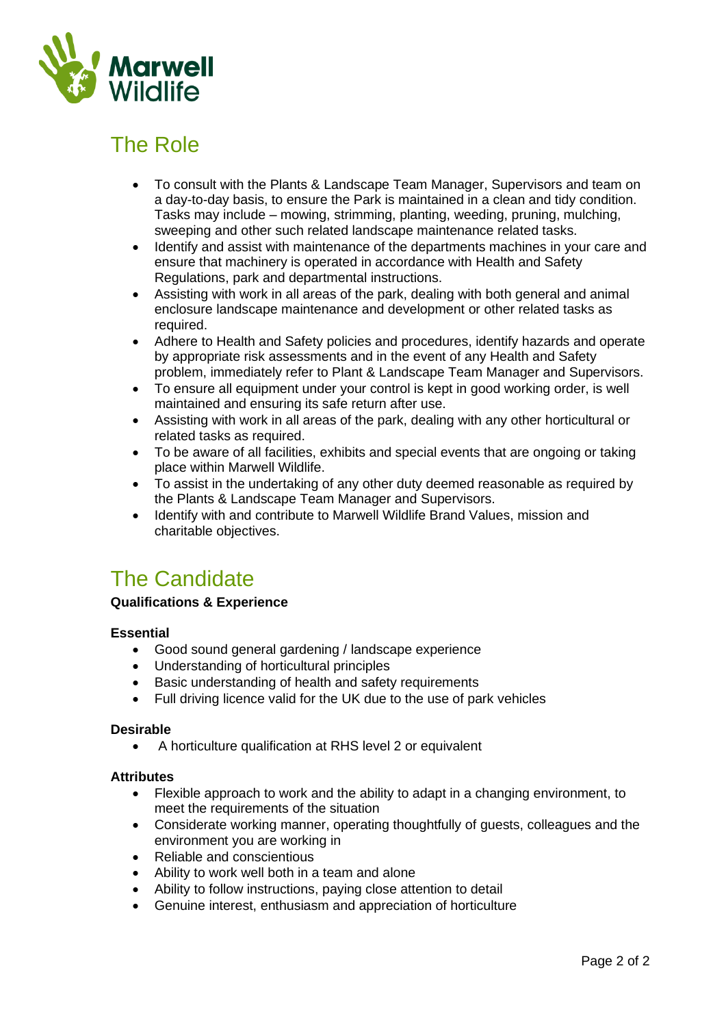## The Role

- To consult with the Plants & Landscape Team Manager, Supervisors and team on a day-to-day basis, to ensure the Park is maintained in a clean and tidy condition. Tasks may include – mowing, strimming, planting, weeding, pruning, mulching, sweeping and other such related landscape maintenance related tasks.
- Identify and assist with maintenance of the departments machines in your care and ensure that machinery is operated in accordance with Health and Safety Regulations, park and departmental instructions.
- Assisting with work in all areas of the park, dealing with both general and animal enclosure landscape maintenance and development or other related tasks as required.
- Adhere to Health and Safety policies and procedures, identify hazards and operate by appropriate risk assessments and in the event of any Health and Safety problem, immediately refer to Plant & Landscape Team Manager and Supervisors.
- To ensure all equipment under your control is kept in good working order, is well maintained and ensuring its safe return after use.
- Assisting with work in all areas of the park, dealing with any other horticultural or related tasks as required.
- To be aware of all facilities, exhibits and special events that are ongoing or taking place within Marwell Wildlife.
- To assist in the undertaking of any other duty deemed reasonable as required by the Plants & Landscape Team Manager and Supervisors.
- Identify with and contribute to Marwell Wildlife Brand Values, mission and charitable objectives.

## The Candidate

**Qualifications & Experience**

**Essential**

- Good sound general gardening / landscape experience
- Understanding of horticultural principles
- Basic understanding of health and safety requirements
- Full driving licence valid for the UK due to the use of park vehicles

**Desirable**

- A horticulture qualification at RHS level 2 or equivalent

**Attributes**

- Flexible approach to work and the ability to adapt in a changing environment, to meet the requirements of the situation
- Considerate working manner, operating thoughtfully of guests, colleagues and the environment you are working in
- Reliable and conscientious
- Ability to work well both in a team and alone
- Ability to follow instructions, paying close attention to detail
- Genuine interest, enthusiasm and appreciation of horticulture